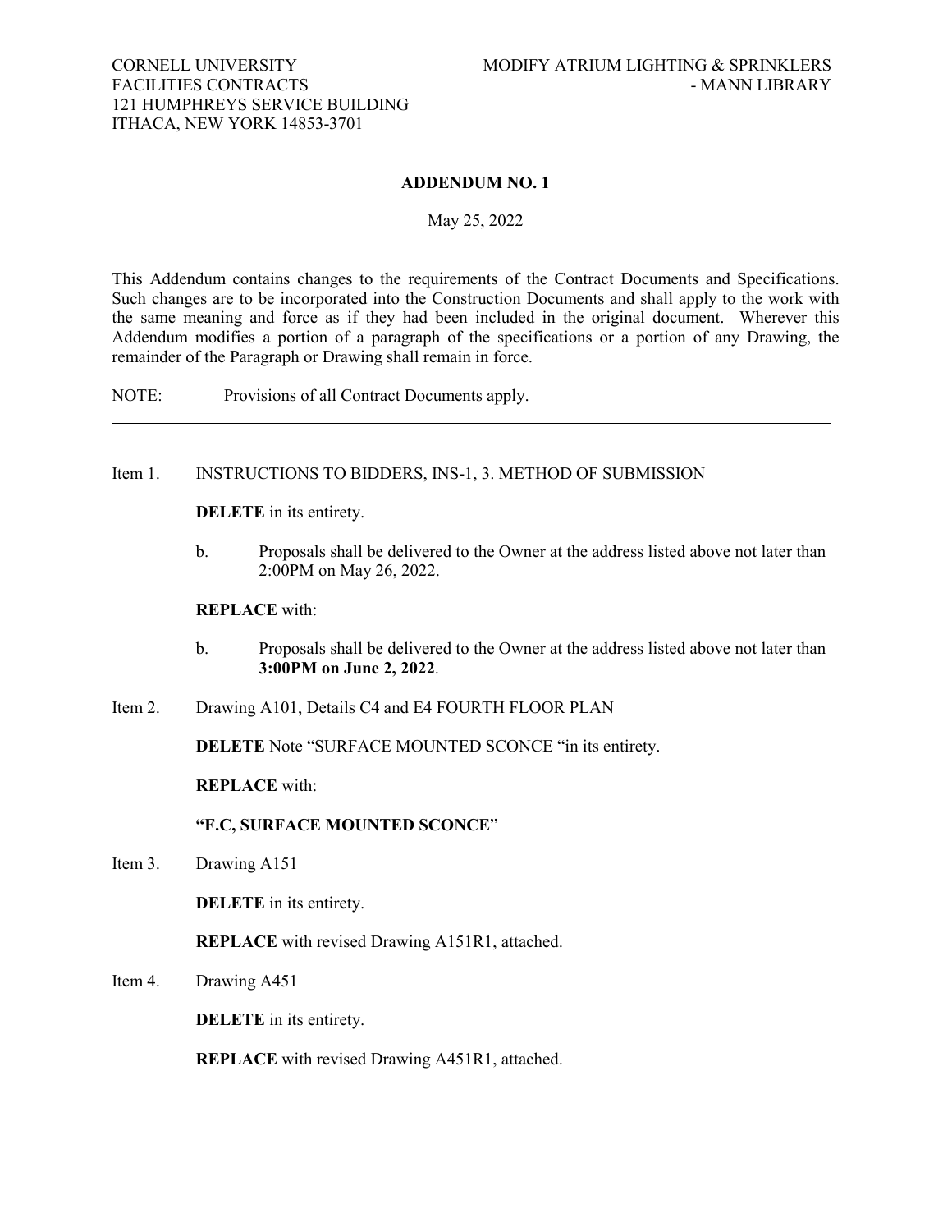CORNELL UNIVERSITY
FACILITIES CONTRACTS
121 HUMPHREYS SERVICE BUILDING
ITHACA, NEW YORK 14853-3701

MODIFY ATRIUM LIGHTING & SPRINKLERS
- MANN LIBRARY

**ADDENDUM NO. 1**

May 25, 2022

This Addendum contains changes to the requirements of the Contract Documents and Specifications. Such changes are to be incorporated into the Construction Documents and shall apply to the work with the same meaning and force as if they had been included in the original document. Wherever this Addendum modifies a portion of a paragraph of the specifications or a portion of any Drawing, the remainder of the Paragraph or Drawing shall remain in force.

NOTE: Provisions of all Contract Documents apply.

---

Item 1. INSTRUCTIONS TO BIDDERS, INS-1, 3. METHOD OF SUBMISSION

**DELETE** in its entirety.

b. Proposals shall be delivered to the Owner at the address listed above not later than 2:00PM on May 26, 2022.

**REPLACE** with:

b. Proposals shall be delivered to the Owner at the address listed above not later than **3:00PM on June 2, 2022**.

Item 2. Drawing A101, Details C4 and E4 FOURTH FLOOR PLAN

**DELETE** Note "SURFACE MOUNTED SCONCE "in its entirety.

**REPLACE** with:

**"F.C, SURFACE MOUNTED SCONCE"**

Item 3. Drawing A151

**DELETE** in its entirety.

**REPLACE** with revised Drawing A151R1, attached.

Item 4. Drawing A451

**DELETE** in its entirety.

**REPLACE** with revised Drawing A451R1, attached.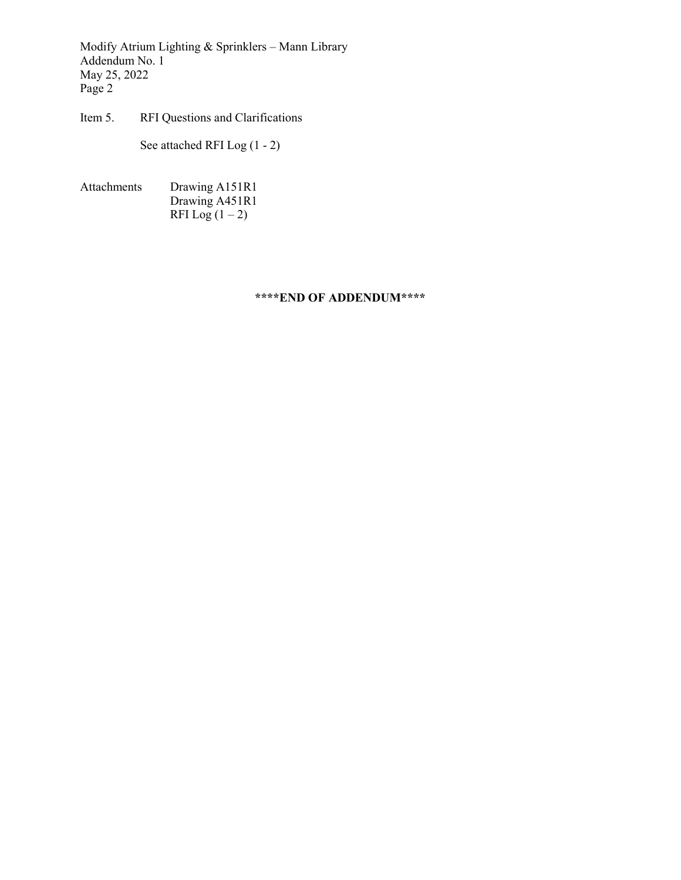Item 5. RFI Questions and Clarifications

See attached RFI Log (1 - 2)

Attachments
- Drawing A151R1
- Drawing A451R1
- RFI Log (1 – 2)

**\*\*\*\*END OF ADDENDUM\*\*\*\***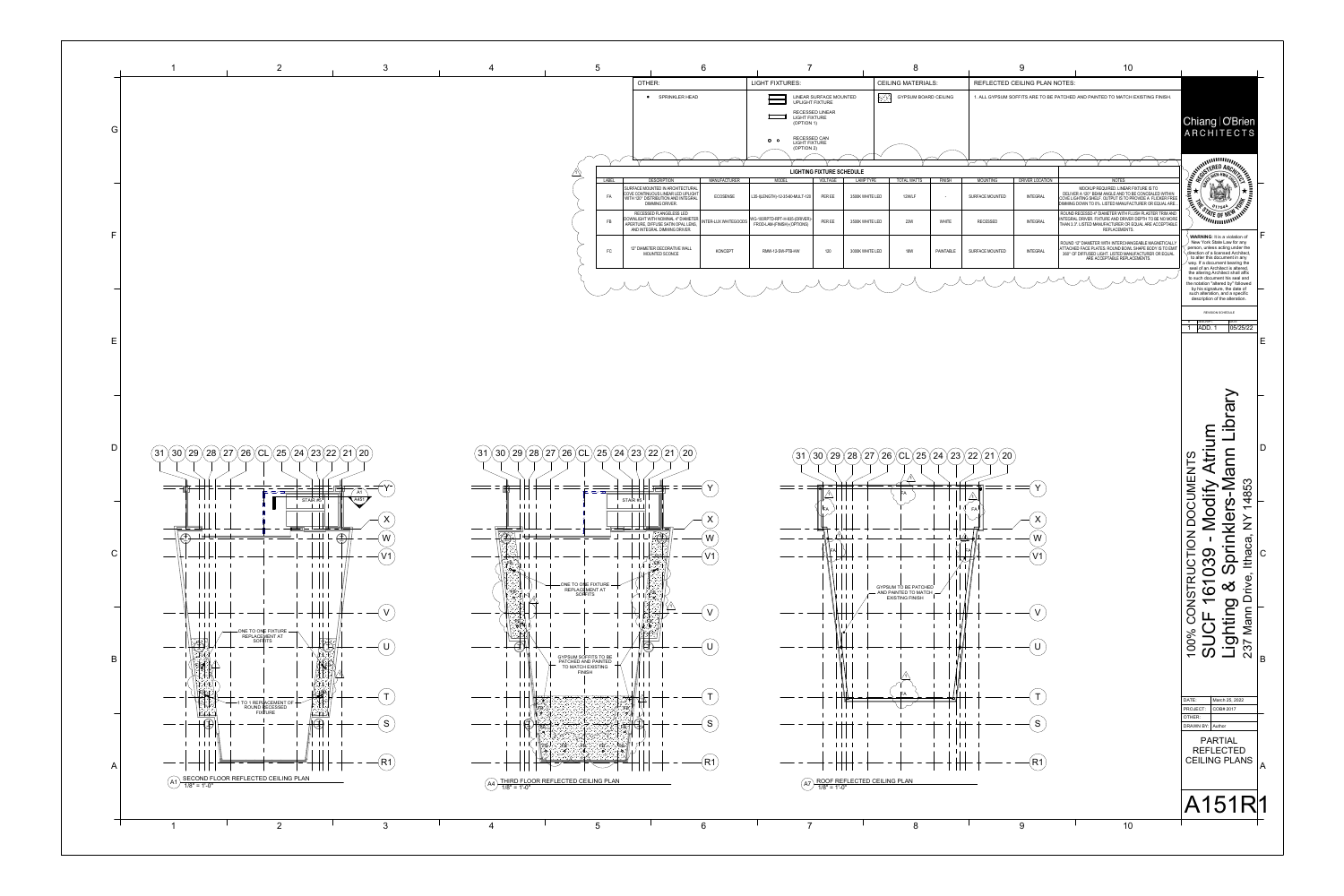## OTHER:

- SPRINKLER HEAD

## LIGHT FIXTURES:

- LINEAR SURFACE MOUNTED UPLIGHT FIXTURE
- RECESSED LINEAR LIGHT FIXTURE (OPTION 1)
- RECESSED CAN LIGHT FIXTURE (OPTION 2)

## CEILING MATERIALS:

- GYPSUM BOARD CEILING

## REFLECTED CEILING PLAN NOTES:

1. ALL GYPSUM SOFFITS ARE TO BE PATCHED AND PAINTED TO MATCH EXISTING FINISH.

## LIGHTING FIXTURE SCHEDULE

| LABEL | DESCRIPTION | MANUFACTURER | MODEL | VOLTAGE | LAMP TYPE | TOTAL WATTS | FINISH | MOUNTING | DRIVER LOCATION | NOTES |
|---|---|---|---|---|---|---|---|---|---|---|
| FA | SURFACE MOUNTED IN ARCHITECTURAL COVE CONTINUOUS LINEAR LED UPLIGHT WITH 120° DISTRIBUTION AND INTEGRAL DIMMING DRIVER. | ECOSENSE | L35-(LENGTH)-12-35-60-MULT-120 | PER EE | 3500K WHITE LED | 12W/LF | - | SURFACE MOUNTED | INTEGRAL | MOCKUP REQUIRED. LINEAR FIXTURE IS TO DELIVER A 120° BEAM ANGLE AND TO BE CONCEALED WITHIN COVE LIGHTING SHELF. OUTPUT IS TO PROVIDE A FLICKER FREE DIMMING DOWN TO 0%. LISTED MANUFACTURER OR EQUAL ARE... |
| FB | RECESSED FLANGELESS LED DOWNLIGHT WITH NOMINAL 4" DIAMETER APERTURE, DIFFUSE SATIN OPAL LENS, AND INTEGRAL DIMMING DRIVER. | INTER-LUX WHITEGOODS | WG-100RPTD-RPT-V-935-(DRIVER)-FROD-L4M-(FINISH)-(OPTIONS) | PER EE | 3500K WHITE LED | 20W | WHITE | RECESSED | INTEGRAL | ROUND RECESSED 4" DIAMETER WITH FLUSH PLASTER TRIM AND INTEGRAL DRIVER. FIXTURE AND DRIVER DEPTH TO BE NO MORE THAN 3.3". LISTED MANUFACTURER OR EQUAL ARE ACCEPTABLE REPLACEMENTS. |
| FC | 12" DIAMETER DECORATIVE WALL MOUNTED SCONCE | KONCEPT | RMW-12-SW-PTB-HW | 120 | 3000K WHITE LED | 18W | PAINTABLE | SURFACE MOUNTED | INTEGRAL | ROUND 12" DIAMETER WITH INTERCHANGEABLE MAGNETICALLY ATTACHED FACE PLATES. ROUND BOWL SHAPE BODY IS TO EMIT 360° OF DIFFUSED LIGHT. LISTED MANUFACTURER OR EQUAL ARE ACCEPTABLE REPLACEMENTS. |

### A1 SECOND FLOOR REFLECTED CEILING PLAN
1/8" = 1'-0"

- ONE TO ONE FIXTURE REPLACEMENT AT SOFFITS
- 1 TO 1 REPLACEMENT OF ROUND RECESSED FIXTURE
- STAIR #6

### A4 THIRD FLOOR REFLECTED CEILING PLAN
1/8" = 1'-0"

- ONE TO ONE FIXTURE REPLACEMENT AT SOFFITS
- GYPSUM SOFFITS TO BE PATCHED AND PAINTED TO MATCH EXISTING FINISH
- STAIR #6

### A7 ROOF REFLECTED CEILING PLAN
1/8" = 1'-0"

- GYPSUM TO BE PATCHED AND PAINTED TO MATCH EXISTING FINISH

Chiang | O'Brien ARCHITECTS

**WARNING**: It is a violation of New York State Law for any person, unless acting under the direction of a licensed Architect, to alter this document in any way. If a document bearing the seal of an Architect is altered, the altering Architect shall affix to such document his seal and the notation "altered by" followed by his signature, the date of such alteration, and a specific description of the alteration.

REVISION SCHEDULE

| # | DESCRIPTION | DATE |
|---|---|---|
| 1 | ADD. 1 | 05/25/22 |

100% CONSTRUCTION DOCUMENTS
SUCF 161039 - Modify Atrium Lighting & Sprinklers-Mann Library
237 Mann Drive, Ithaca, NY 14853

| DATE: | March 25, 2022 |
|---|---|
| PROJECT: | COBA 2017 |
| OTHER: | |
| DRAWN BY: | Author |

PARTIAL REFLECTED CEILING PLANS

A151R1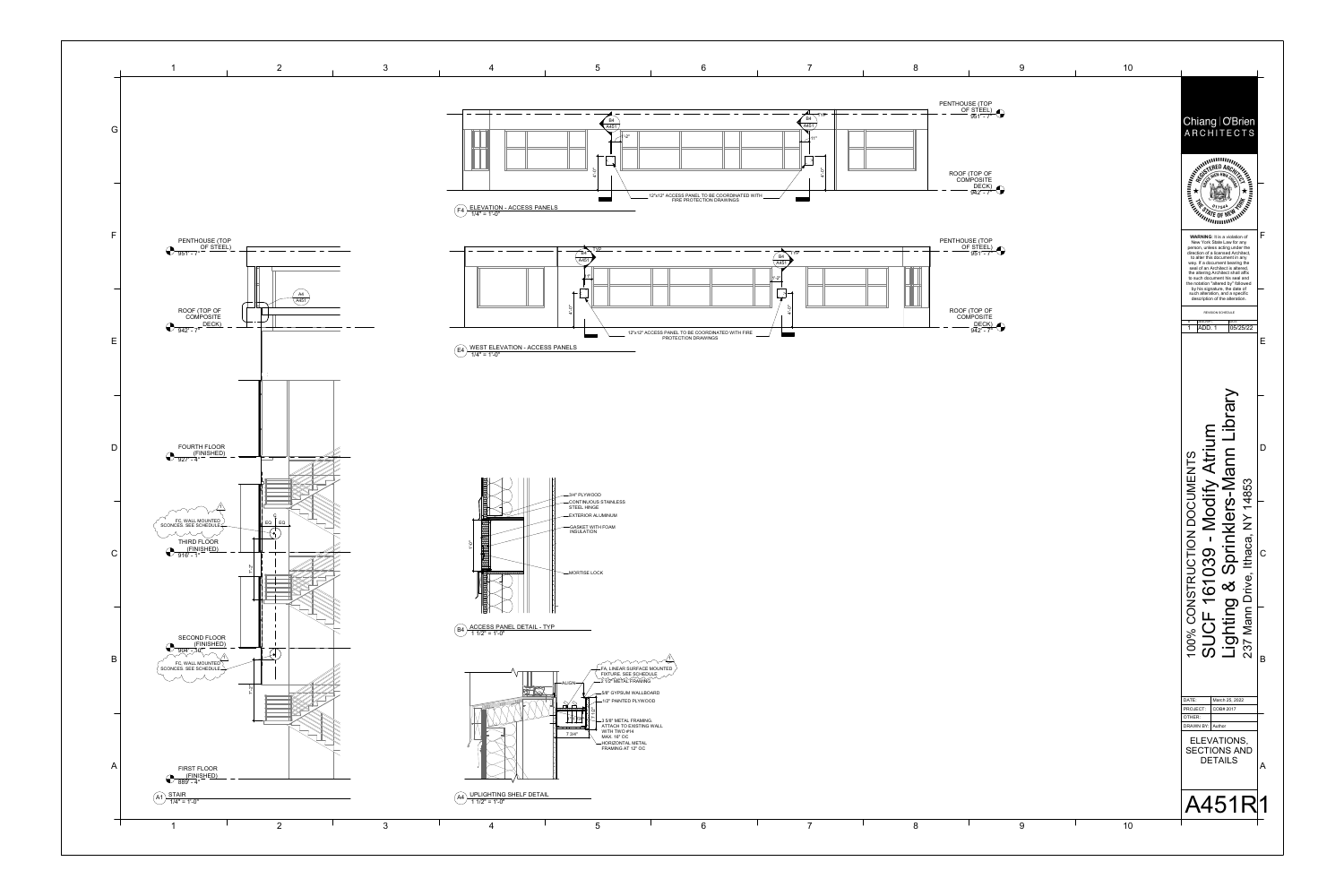## F4 ELEVATION - ACCESS PANELS
1/4" = 1'-0"

PENTHOUSE (TOP OF STEEL) 951' - 7"

ROOF (TOP OF COMPOSITE DECK) 942' - 7"

B4 / A451 — TYP

12"x12" ACCESS PANEL TO BE COORDINATED WITH FIRE PROTECTION DRAWINGS

## E4 WEST ELEVATION - ACCESS PANELS
1/4" = 1'-0"

PENTHOUSE (TOP OF STEEL) 951' - 7"

ROOF (TOP OF COMPOSITE DECK) 942' - 7"

B4 / A451 — TYP

12"x12" ACCESS PANEL TO BE COORDINATED WITH FIRE PROTECTION DRAWINGS

## A1 STAIR
1/4" = 1'-0"

PENTHOUSE (TOP OF STEEL) 951' - 7"

ROOF (TOP OF COMPOSITE DECK) 942' - 7"

A4 / A451

FOURTH FOLLR (FINISHED) 927' - 4"

FC, WALL MOUNTED SCONCES. SEE SCHEDULE

THIRD FLOOR (FINISHED) 916' - 1"

SECOND FLOOR (FINISHED) 904' - 10"

FC, WALL MOUNTED SCONCES. SEE SCHEDULE

FIRST FLOOR (FINISHED) 889' - 4"

EQ EQ

## B4 ACCESS PANEL DETAIL - TYP
1 1/2" = 1'-0"

- 3/4" PLYWOOD
- CONTINUOUS STAINLESS STEEL HINGE
- EXTERIOR ALUMINUM
- GASKET WITH FOAM INSULATION
- MORTISE LOCK

1'-0"

## A4 UPLIGHTING SHELF DETAIL
1 1/2" = 1'-0"

- FA, LINEAR SURFACE MOUNTED FIXTURE. SEE SCHEDULE
- 1 1/2" METAL FRAMING
- 5/8" GYPSUM WALLBOARD
- 1/2" PAINTED PLYWOOD
- 3 5/8" METAL FRAMING. ATTACH TO EXISTING WALL WITH TWO #14 MAX. 16" OC
- HORIZONTAL METAL FRAMING AT 12" OC

ALIGN

7 3/4"

---

Chiang | O'Brien ARCHITECTS

**WARNING**: It is a violation of New York State Law for any person, unless acting under the direction of a licensed Architect, to alter this document in any way. If a document bearing the seal of an Architect is altered, the altering Architect shall affix to such document his seal and the notation "altered by" followed by his signature, the date of such alteration, and a specific description of the alteration.

REVISION SCHEDULE

| # | DESCRIPTION | DATE |
| --- | --- | --- |
| 1 | ADD. 1 | 05/25/22 |

100% CONSTRUCTION DOCUMENTS
SUCF 161039 - Modify Atrium Lighting & Sprinklers-Mann Library
237 Mann Drive, Ithaca, NY 14853

| | |
| --- | --- |
| DATE: | March 25, 2022 |
| PROJECT: | COB# 2017 |
| OTHER: | |
| DRAWN BY: | Author |

ELEVATIONS, SECTIONS AND DETAILS

A451R1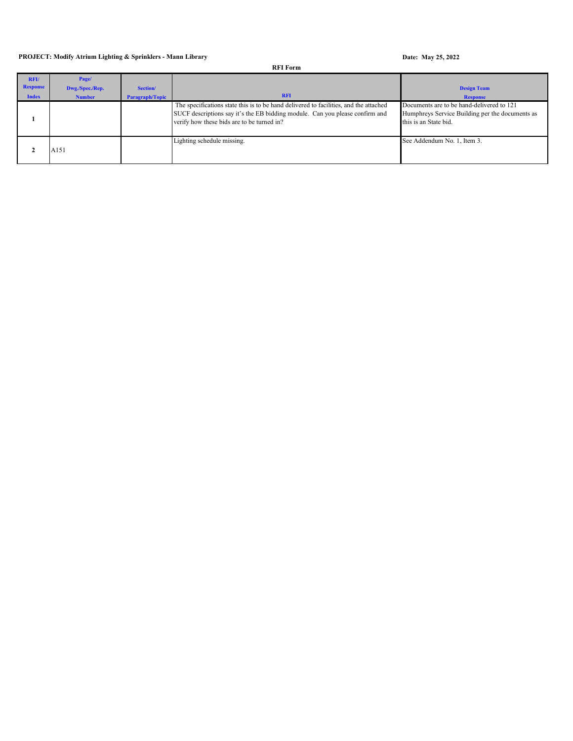**PROJECT: Modify Atrium Lighting & Sprinklers - Mann Library** **Date: May 25, 2022**

**RFI Form**

| RFI/ Response Index | Page/ Dwg./Spec./Rep. Number | Section/ Paragraph/Topic | RFI | Design Team Response |
|---|---|---|---|---|
| 1 | | | The specifications state this is to be hand delivered to facilities, and the attached SUCF descriptions say it's the EB bidding module. Can you please confirm and verify how these bids are to be turned in? | Documents are to be hand-delivered to 121 Humphreys Service Building per the documents as this is an State bid. |
| 2 | A151 | | Lighting schedule missing. | See Addendum No. 1, Item 3. |